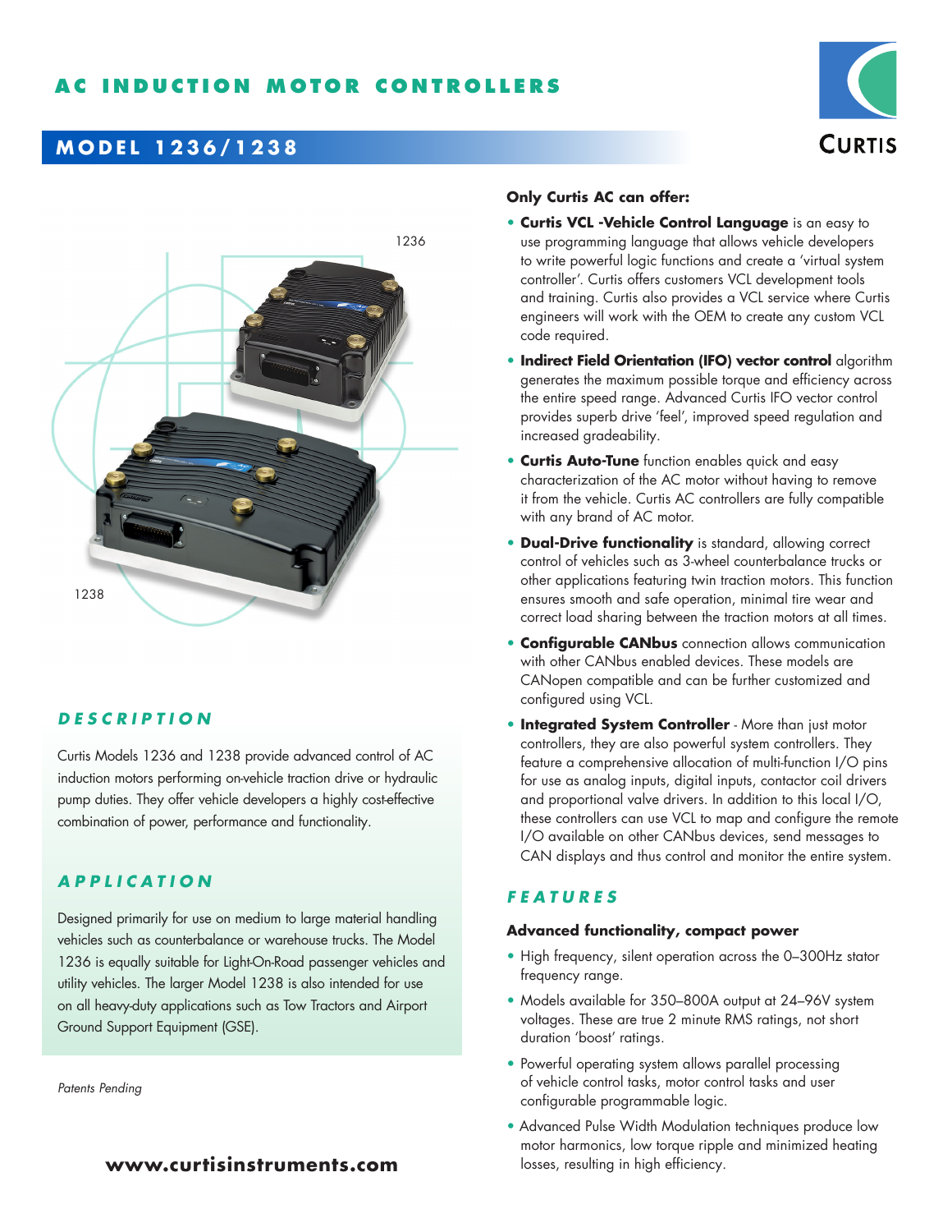# AC INDUCTION MOTOR CONTROLLERS

## MODEL 1236/1238

1236

1238

## DESCRIPTION

Curtis Models 1236 and 1238 provide advanced control of AC induction motors performing on-vehicle traction drive or hydraulic pump duties. They offer vehicle developers a highly cost-effective combination of power, performance and functionality.

## APPLICATION

Designed primarily for use on medium to large material handling vehicles such as counterbalance or warehouse trucks. The Model 1236 is equally suitable for Light-On-Road passenger vehicles and utility vehicles. The larger Model 1238 is also intended for use on all heavy-duty applications such as Tow Tractors and Airport Ground Support Equipment (GSE).

*Patents Pending*

**www.curtisinstruments.com**

**Only Curtis AC can offer:**

- **Curtis VCL -Vehicle Control Language** is an easy to use programming language that allows vehicle developers to write powerful logic functions and create a 'virtual system controller'. Curtis offers customers VCL development tools and training. Curtis also provides a VCL service where Curtis engineers will work with the OEM to create any custom VCL code required.
- **Indirect Field Orientation (IFO) vector control** algorithm generates the maximum possible torque and efficiency across the entire speed range. Advanced Curtis IFO vector control provides superb drive 'feel', improved speed regulation and increased gradeability.
- **Curtis Auto-Tune** function enables quick and easy characterization of the AC motor without having to remove it from the vehicle. Curtis AC controllers are fully compatible with any brand of AC motor.
- **Dual-Drive functionality** is standard, allowing correct control of vehicles such as 3-wheel counterbalance trucks or other applications featuring twin traction motors. This function ensures smooth and safe operation, minimal tire wear and correct load sharing between the traction motors at all times.
- **Configurable CANbus** connection allows communication with other CANbus enabled devices. These models are CANopen compatible and can be further customized and configured using VCL.
- **Integrated System Controller** - More than just motor controllers, they are also powerful system controllers. They feature a comprehensive allocation of multi-function I/O pins for use as analog inputs, digital inputs, contactor coil drivers and proportional valve drivers. In addition to this local I/O, these controllers can use VCL to map and configure the remote I/O available on other CANbus devices, send messages to CAN displays and thus control and monitor the entire system.

## FEATURES

### Advanced functionality, compact power

- High frequency, silent operation across the 0–300Hz stator frequency range.
- Models available for 350–800A output at 24–96V system voltages. These are true 2 minute RMS ratings, not short duration 'boost' ratings.
- Powerful operating system allows parallel processing of vehicle control tasks, motor control tasks and user configurable programmable logic.
- Advanced Pulse Width Modulation techniques produce low motor harmonics, low torque ripple and minimized heating losses, resulting in high efficiency.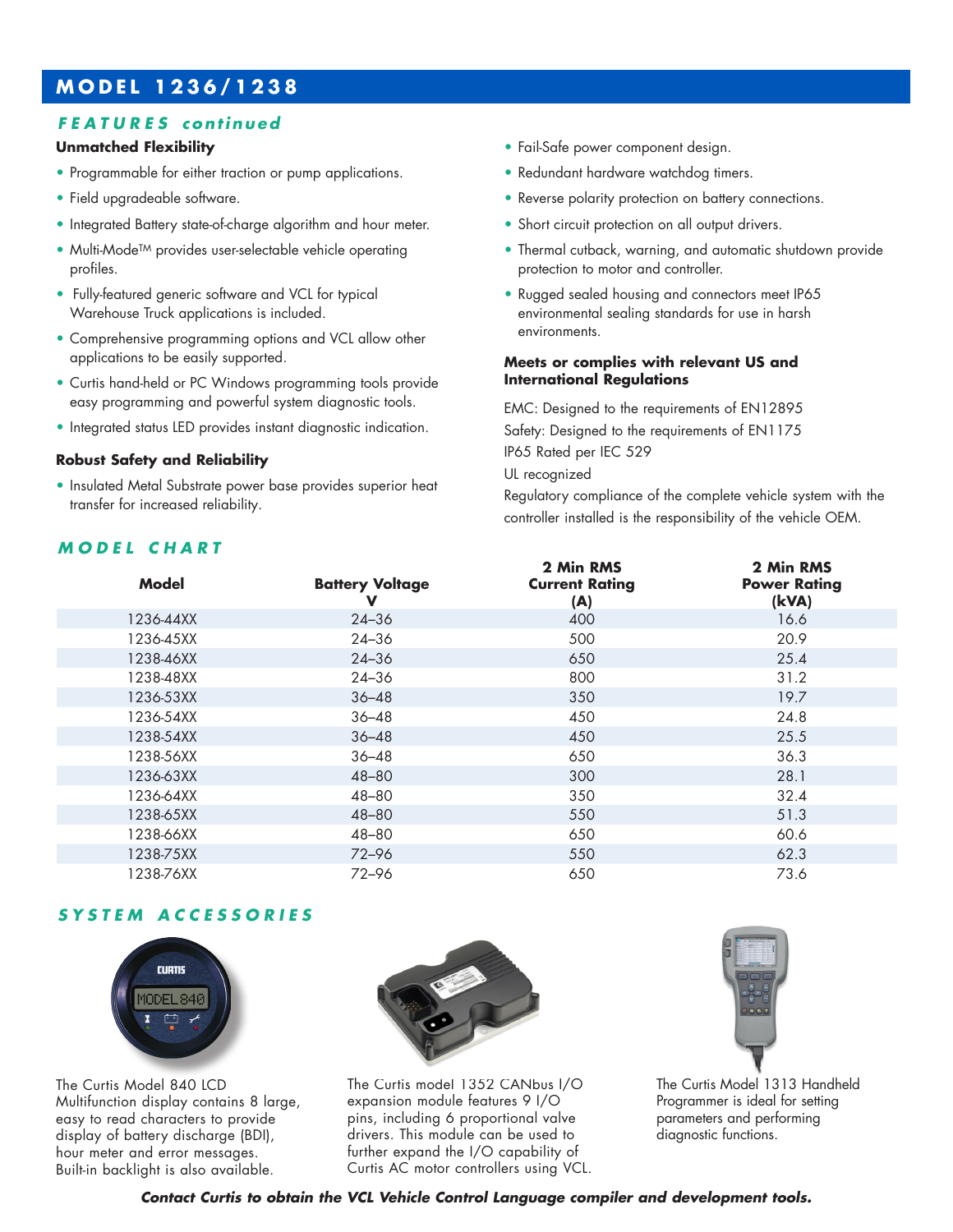# MODEL 1236/1238

## FEATURES continued

### Unmatched Flexibility

- Programmable for either traction or pump applications.
- Field upgradeable software.
- Integrated Battery state-of-charge algorithm and hour meter.
- Multi-Mode™ provides user-selectable vehicle operating profiles.
- Fully-featured generic software and VCL for typical Warehouse Truck applications is included.
- Comprehensive programming options and VCL allow other applications to be easily supported.
- Curtis hand-held or PC Windows programming tools provide easy programming and powerful system diagnostic tools.
- Integrated status LED provides instant diagnostic indication.

### Robust Safety and Reliability

- Insulated Metal Substrate power base provides superior heat transfer for increased reliability.
- Fail-Safe power component design.
- Redundant hardware watchdog timers.
- Reverse polarity protection on battery connections.
- Short circuit protection on all output drivers.
- Thermal cutback, warning, and automatic shutdown provide protection to motor and controller.
- Rugged sealed housing and connectors meet IP65 environmental sealing standards for use in harsh environments.

### Meets or complies with relevant US and International Regulations

EMC: Designed to the requirements of EN12895

Safety: Designed to the requirements of EN1175

IP65 Rated per IEC 529

UL recognized

Regulatory compliance of the complete vehicle system with the controller installed is the responsibility of the vehicle OEM.

## MODEL CHART

| Model | Battery Voltage V | 2 Min RMS Current Rating (A) | 2 Min RMS Power Rating (kVA) |
|---|---|---|---|
| 1236-44XX | 24–36 | 400 | 16.6 |
| 1236-45XX | 24–36 | 500 | 20.9 |
| 1238-46XX | 24–36 | 650 | 25.4 |
| 1238-48XX | 24–36 | 800 | 31.2 |
| 1236-53XX | 36–48 | 350 | 19.7 |
| 1236-54XX | 36–48 | 450 | 24.8 |
| 1238-54XX | 36–48 | 450 | 25.5 |
| 1238-56XX | 36–48 | 650 | 36.3 |
| 1236-63XX | 48–80 | 300 | 28.1 |
| 1236-64XX | 48–80 | 350 | 32.4 |
| 1238-65XX | 48–80 | 550 | 51.3 |
| 1238-66XX | 48–80 | 650 | 60.6 |
| 1238-75XX | 72–96 | 550 | 62.3 |
| 1238-76XX | 72–96 | 650 | 73.6 |

## SYSTEM ACCESSORIES

The Curtis Model 840 LCD Multifunction display contains 8 large, easy to read characters to provide display of battery discharge (BDI), hour meter and error messages. Built-in backlight is also available.

The Curtis model 1352 CANbus I/O expansion module features 9 I/O pins, including 6 proportional valve drivers. This module can be used to further expand the I/O capability of Curtis AC motor controllers using VCL.

The Curtis Model 1313 Handheld Programmer is ideal for setting parameters and performing diagnostic functions.

***Contact Curtis to obtain the VCL Vehicle Control Language compiler and development tools.***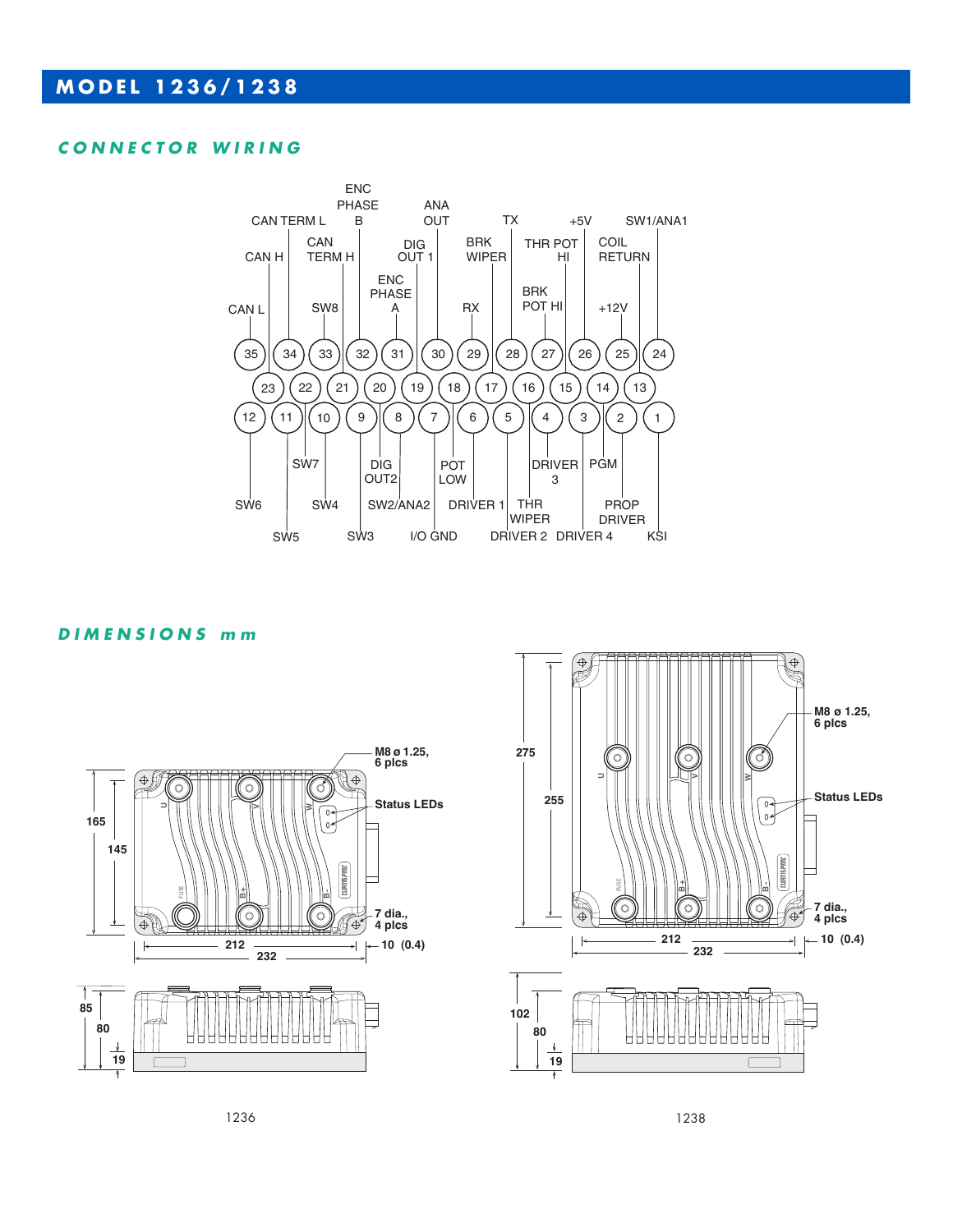# MODEL 1236/1238

## CONNECTOR WIRING

| Pin | Function |
|---|---|
| 1 | KSI |
| 2 | PROP DRIVER |
| 3 | DRIVER 4 |
| 4 | DRIVER 3 |
| 5 | DRIVER 2 |
| 6 | DRIVER 1 |
| 7 | I/O GND |
| 8 | SW2/ANA2 |
| 9 | SW3 |
| 10 | SW4 |
| 11 | SW5 |
| 12 | SW6 |
| 13 | COIL RETURN |
| 14 | PGM |
| 15 | THR POT HI |
| 16 | THR WIPER |
| 17 | BRK WIPER |
| 18 | POT LOW |
| 19 | DIG OUT 1 |
| 20 | DIG OUT2 |
| 21 | CAN TERM H |
| 22 | SW7 |
| 23 | CAN H |
| 24 | SW1/ANA1 |
| 25 | +12V |
| 26 | +5V |
| 27 | BRK POT HI |
| 28 | TX |
| 29 | RX |
| 30 | ANA OUT |
| 31 | ENC PHASE A |
| 32 | ENC PHASE B |
| 33 | SW8 |
| 34 | CAN TERM L |
| 35 | CAN L |

## DIMENSIONS mm

**1236**

- 165 / 145 (height)
- 212 / 232 (width)
- 10 (0.4)
- M8 ø 1.25, 6 plcs
- Status LEDs
- 7 dia., 4 plcs
- 85 / 80 / 19 (side view)

**1238**

- 275 / 255 (height)
- 212 / 232 (width)
- 10 (0.4)
- M8 ø 1.25, 6 plcs
- Status LEDs
- 7 dia., 4 plcs
- 102 / 80 / 19 (side view)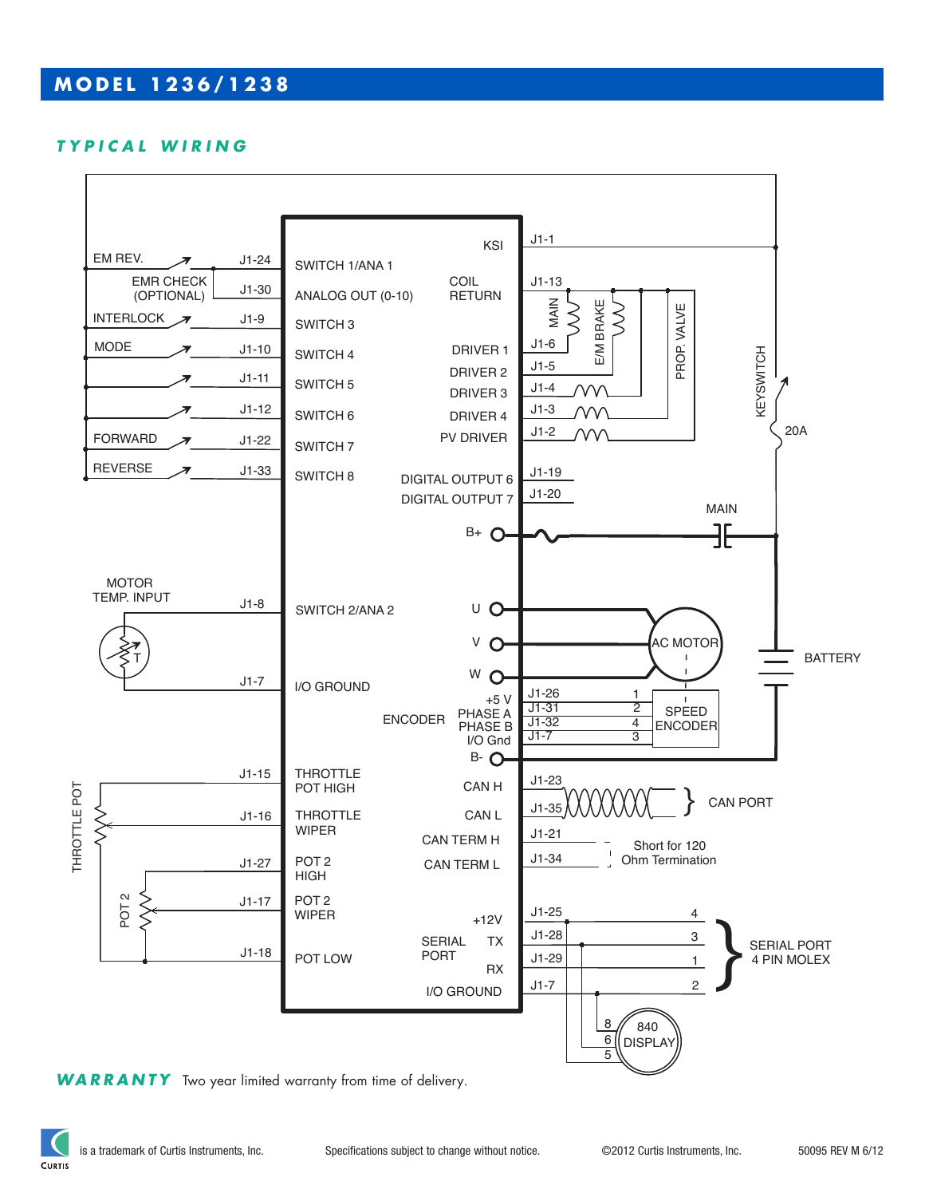# MODEL 1236/1238

## TYPICAL WIRING

EM REV.
J1-24
EMR CHECK (OPTIONAL)
J1-30
INTERLOCK
J1-9
MODE
J1-10
J1-11
J1-12
FORWARD
J1-22
REVERSE
J1-33

SWITCH 1/ANA 1
ANALOG OUT (0-10)
SWITCH 3
SWITCH 4
SWITCH 5
SWITCH 6
SWITCH 7
SWITCH 8

KSI
COIL RETURN
DRIVER 1
DRIVER 2
DRIVER 3
DRIVER 4
PV DRIVER
DIGITAL OUTPUT 6
DIGITAL OUTPUT 7
B+

J1-1
J1-13
J1-6
J1-5
J1-4
J1-3
J1-2
J1-19
J1-20

MAIN
E/M BRAKE
PROP. VALVE
KEYSWITCH
20A
MAIN

MOTOR TEMP. INPUT
J1-8
T
J1-7
SWITCH 2/ANA 2
I/O GROUND

U
V
W
AC MOTOR
BATTERY

ENCODER
+5 V
PHASE A
PHASE B
I/O Gnd
B-
J1-26
J1-31
J1-32
J1-7
1
2
4
3
SPEED ENCODER

THROTTLE POT
J1-15
J1-16
POT 2
J1-27
J1-17
J1-18

THROTTLE POT HIGH
THROTTLE WIPER
POT 2 HIGH
POT 2 WIPER
POT LOW

CAN H
CAN L
CAN TERM H
CAN TERM L
J1-23
J1-35
J1-21
J1-34
CAN PORT
Short for 120 Ohm Termination

SERIAL PORT
+12V
TX
RX
I/O GROUND
J1-25
J1-28
J1-29
J1-7
4
3
1
2
SERIAL PORT 4 PIN MOLEX
8
6
5
840 DISPLAY

**WARRANTY** Two year limited warranty from time of delivery.

is a trademark of Curtis Instruments, Inc. Specifications subject to change without notice. ©2012 Curtis Instruments, Inc. 50095 REV M 6/12